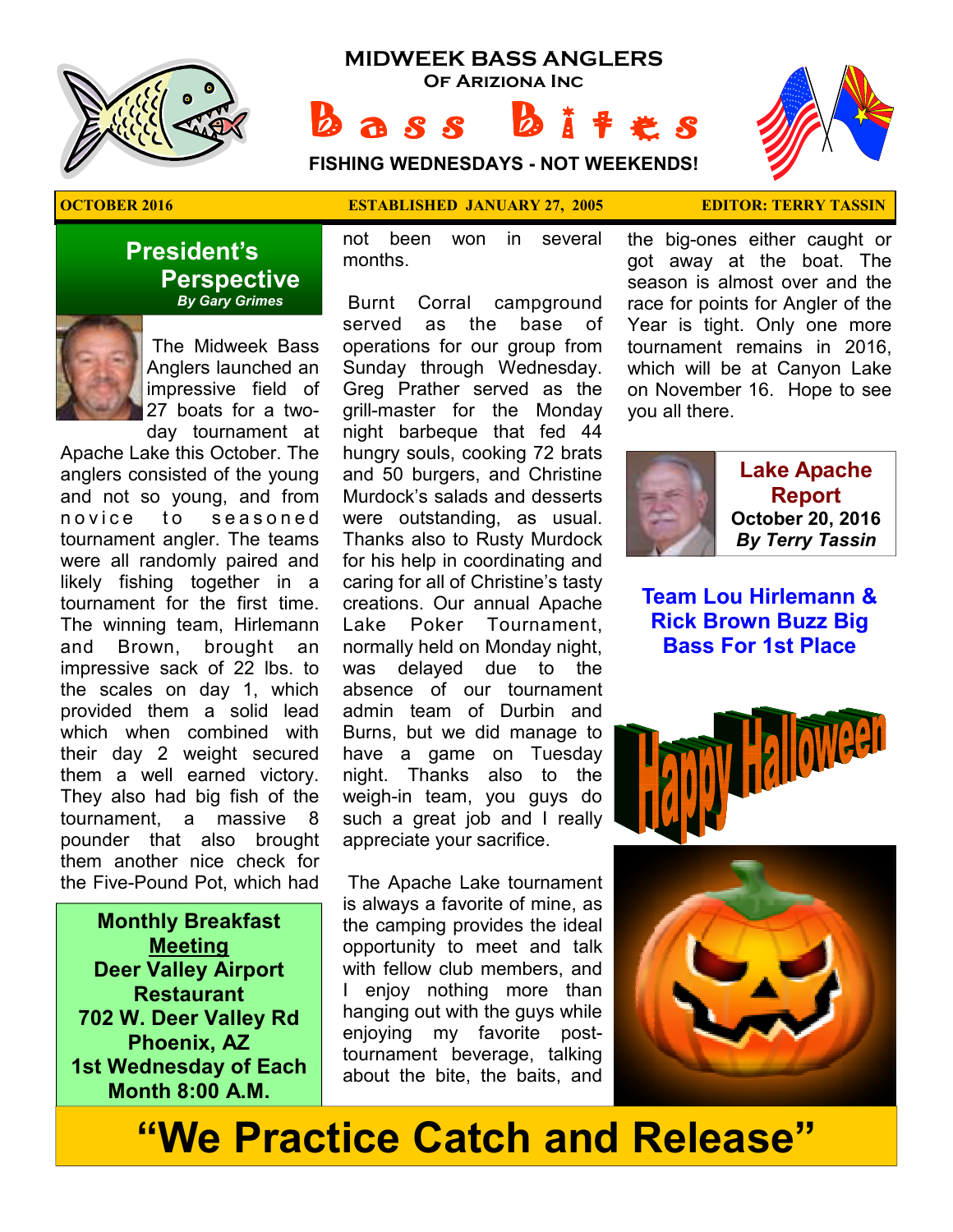# MIDWEEK BASS ANGLERS

**OF ARIZIONA INC**

# Bass Bites

**FISHING WEDNESDAYS - NOT WEEKENDS!**

**OCTOBER 2016** | **ESTABLISHED JANUARY 27, 2005** | **EDITOR: TERRY TASSIN**

## President's Perspective

***By Gary Grimes***

The Midweek Bass Anglers launched an impressive field of 27 boats for a two-day tournament at Apache Lake this October. The anglers consisted of the young and not so young, and from novice to seasoned tournament angler. The teams were all randomly paired and likely fishing together in a tournament for the first time. The winning team, Hirlemann and Brown, brought an impressive sack of 22 lbs. to the scales on day 1, which provided them a solid lead which when combined with their day 2 weight secured them a well earned victory. They also had big fish of the tournament, a massive 8 pounder that also brought them another nice check for the Five-Pound Pot, which had not been won in several months.

Burnt Corral campground served as the base of operations for our group from Sunday through Wednesday. Greg Prather served as the grill-master for the Monday night barbeque that fed 44 hungry souls, cooking 72 brats and 50 burgers, and Christine Murdock's salads and desserts were outstanding, as usual. Thanks also to Rusty Murdock for his help in coordinating and caring for all of Christine's tasty creations. Our annual Apache Lake Poker Tournament, normally held on Monday night, was delayed due to the absence of our tournament admin team of Durbin and Burns, but we did manage to have a game on Tuesday night. Thanks also to the weigh-in team, you guys do such a great job and I really appreciate your sacrifice.

The Apache Lake tournament is always a favorite of mine, as the camping provides the ideal opportunity to meet and talk with fellow club members, and I enjoy nothing more than hanging out with the guys while enjoying my favorite post-tournament beverage, talking about the bite, the baits, and the big-ones either caught or got away at the boat. The season is almost over and the race for points for Angler of the Year is tight. Only one more tournament remains in 2016, which will be at Canyon Lake on November 16. Hope to see you all there.

**Monthly Breakfast Meeting**
**Deer Valley Airport Restaurant**
**702 W. Deer Valley Rd**
**Phoenix, AZ**
**1st Wednesday of Each Month 8:00 A.M.**

## Lake Apache Report

**October 20, 2016**

***By Terry Tassin***

### Team Lou Hirlemann & Rick Brown Buzz Big Bass For 1st Place

Happy Halloween

**"We Practice Catch and Release"**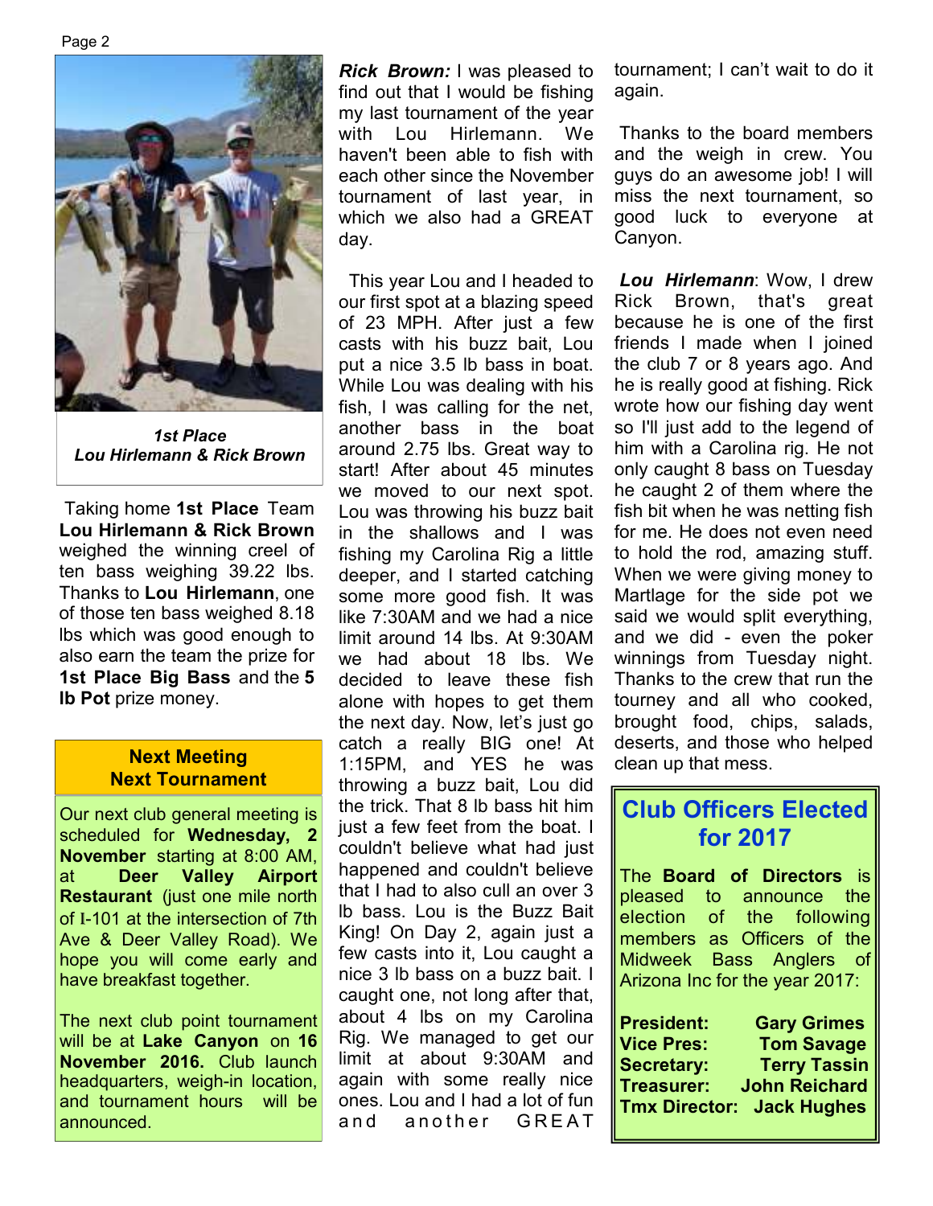*1st Place*
*Lou Hirlemann & Rick Brown*

Taking home **1st Place** Team **Lou Hirlemann & Rick Brown** weighed the winning creel of ten bass weighing 39.22 lbs. Thanks to **Lou Hirlemann**, one of those ten bass weighed 8.18 lbs which was good enough to also earn the team the prize for **1st Place Big Bass** and the **5 lb Pot** prize money.

## Next Meeting
## Next Tournament

Our next club general meeting is scheduled for **Wednesday, 2 November** starting at 8:00 AM, at **Deer Valley Airport Restaurant** (just one mile north of I-101 at the intersection of 7th Ave & Deer Valley Road). We hope you will come early and have breakfast together.

The next club point tournament will be at **Lake Canyon** on **16 November 2016.** Club launch headquarters, weigh-in location, and tournament hours will be announced.

***Rick Brown:*** I was pleased to find out that I would be fishing my last tournament of the year with Lou Hirlemann. We haven't been able to fish with each other since the November tournament of last year, in which we also had a GREAT day.

This year Lou and I headed to our first spot at a blazing speed of 23 MPH. After just a few casts with his buzz bait, Lou put a nice 3.5 lb bass in boat. While Lou was dealing with his fish, I was calling for the net, another bass in the boat around 2.75 lbs. Great way to start! After about 45 minutes we moved to our next spot. Lou was throwing his buzz bait in the shallows and I was fishing my Carolina Rig a little deeper, and I started catching some more good fish. It was like 7:30AM and we had a nice limit around 14 lbs. At 9:30AM we had about 18 lbs. We decided to leave these fish alone with hopes to get them the next day. Now, let's just go catch a really BIG one! At 1:15PM, and YES he was throwing a buzz bait, Lou did the trick. That 8 lb bass hit him just a few feet from the boat. I couldn't believe what had just happened and couldn't believe that I had to also cull an over 3 lb bass. Lou is the Buzz Bait King! On Day 2, again just a few casts into it, Lou caught a nice 3 lb bass on a buzz bait. I caught one, not long after that, about 4 lbs on my Carolina Rig. We managed to get our limit at about 9:30AM and again with some really nice ones. Lou and I had a lot of fun and another GREAT tournament; I can't wait to do it again.

Thanks to the board members and the weigh in crew. You guys do an awesome job! I will miss the next tournament, so good luck to everyone at Canyon.

***Lou Hirlemann***: Wow, I drew Rick Brown, that's great because he is one of the first friends I made when I joined the club 7 or 8 years ago. And he is really good at fishing. Rick wrote how our fishing day went so I'll just add to the legend of him with a Carolina rig. He not only caught 8 bass on Tuesday he caught 2 of them where the fish bit when he was netting fish for me. He does not even need to hold the rod, amazing stuff. When we were giving money to Martlage for the side pot we said we would split everything, and we did - even the poker winnings from Tuesday night. Thanks to the crew that run the tourney and all who cooked, brought food, chips, salads, deserts, and those who helped clean up that mess.

## Club Officers Elected for 2017

The **Board of Directors** is pleased to announce the election of the following members as Officers of the Midweek Bass Anglers of Arizona Inc for the year 2017:

| | |
|---|---|
| **President:** | **Gary Grimes** |
| **Vice Pres:** | **Tom Savage** |
| **Secretary:** | **Terry Tassin** |
| **Treasurer:** | **John Reichard** |
| **Tmx Director:** | **Jack Hughes** |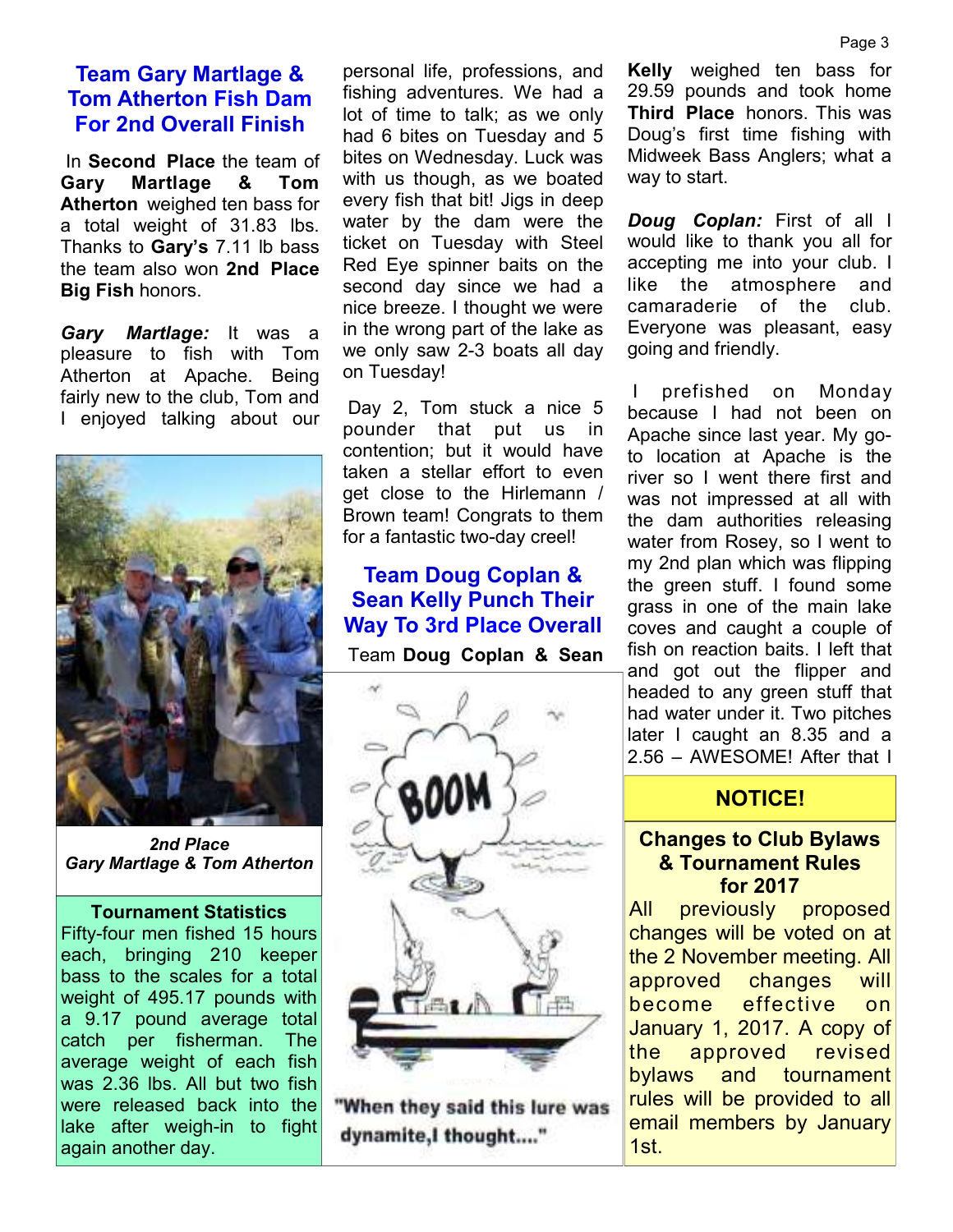## Team Gary Martlage & Tom Atherton Fish Dam For 2nd Overall Finish

In **Second Place** the team of **Gary Martlage & Tom Atherton** weighed ten bass for a total weight of 31.83 lbs. Thanks to **Gary's** 7.11 lb bass the team also won **2nd Place Big Fish** honors.

***Gary Martlage:*** It was a pleasure to fish with Tom Atherton at Apache. Being fairly new to the club, Tom and I enjoyed talking about our personal life, professions, and fishing adventures. We had a lot of time to talk; as we only had 6 bites on Tuesday and 5 bites on Wednesday. Luck was with us though, as we boated every fish that bit! Jigs in deep water by the dam were the ticket on Tuesday with Steel Red Eye spinner baits on the second day since we had a nice breeze. I thought we were in the wrong part of the lake as we only saw 2-3 boats all day on Tuesday!

Day 2, Tom stuck a nice 5 pounder that put us in contention; but it would have taken a stellar effort to even get close to the Hirlemann / Brown team! Congrats to them for a fantastic two-day creel!

***2nd Place***
***Gary Martlage & Tom Atherton***

**Tournament Statistics**

Fifty-four men fished 15 hours each, bringing 210 keeper bass to the scales for a total weight of 495.17 pounds with a 9.17 pound average total catch per fisherman. The average weight of each fish was 2.36 lbs. All but two fish were released back into the lake after weigh-in to fight again another day.

## Team Doug Coplan & Sean Kelly Punch Their Way To 3rd Place Overall

Team **Doug Coplan & Sean Kelly** weighed ten bass for 29.59 pounds and took home **Third Place** honors. This was Doug's first time fishing with Midweek Bass Anglers; what a way to start.

"When they said this lure was dynamite,I thought...."

***Doug Coplan:*** First of all I would like to thank you all for accepting me into your club. I like the atmosphere and camaraderie of the club. Everyone was pleasant, easy going and friendly.

I prefished on Monday because I had not been on Apache since last year. My go-to location at Apache is the river so I went there first and was not impressed at all with the dam authorities releasing water from Rosey, so I went to my 2nd plan which was flipping the green stuff. I found some grass in one of the main lake coves and caught a couple of fish on reaction baits. I left that and got out the flipper and headed to any green stuff that had water under it. Two pitches later I caught an 8.35 and a 2.56 – AWESOME! After that I

**NOTICE!**

**Changes to Club Bylaws & Tournament Rules for 2017**

All previously proposed changes will be voted on at the 2 November meeting. All approved changes will become effective on January 1, 2017. A copy of the approved revised bylaws and tournament rules will be provided to all email members by January 1st.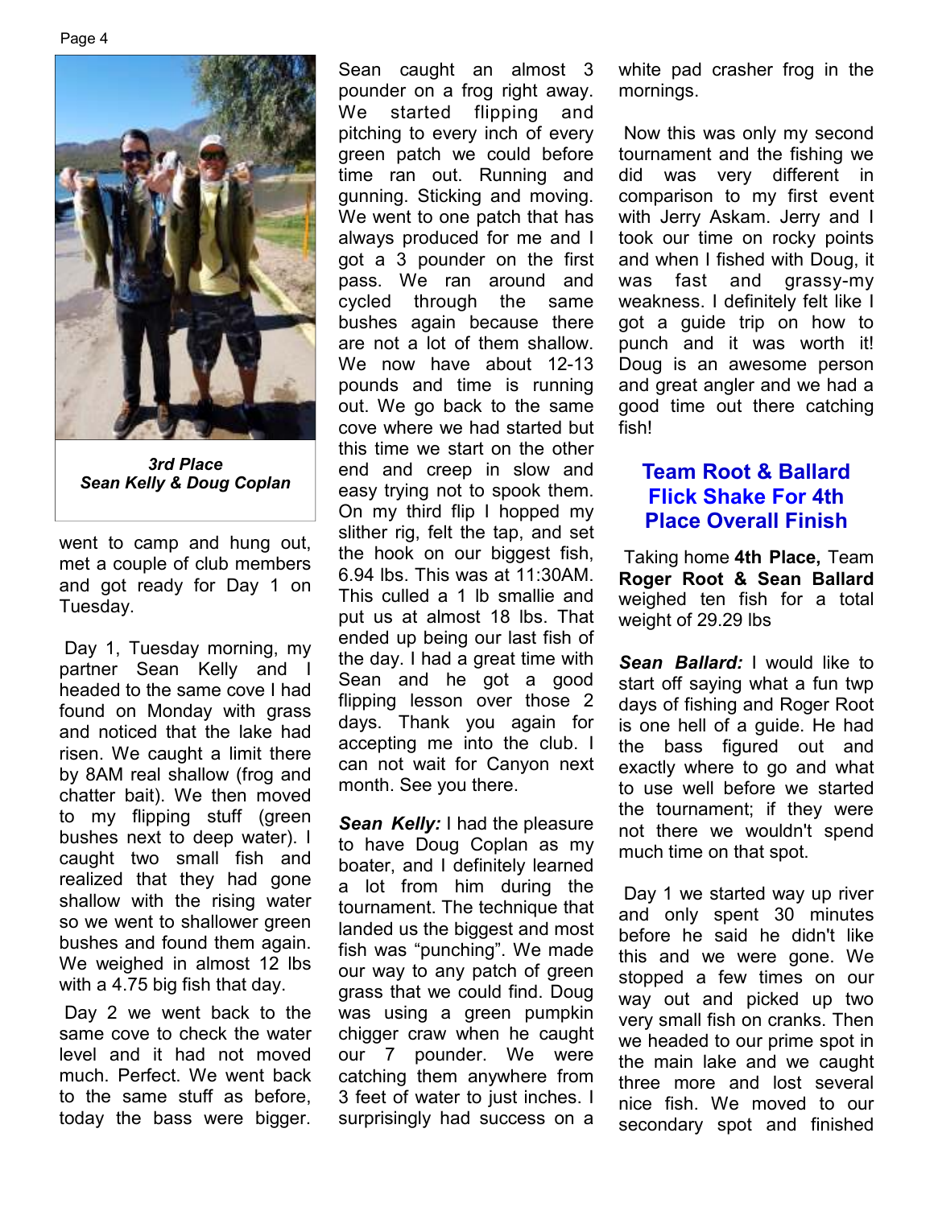*3rd Place*
*Sean Kelly & Doug Coplan*

went to camp and hung out, met a couple of club members and got ready for Day 1 on Tuesday.

Day 1, Tuesday morning, my partner Sean Kelly and I headed to the same cove I had found on Monday with grass and noticed that the lake had risen. We caught a limit there by 8AM real shallow (frog and chatter bait). We then moved to my flipping stuff (green bushes next to deep water). I caught two small fish and realized that they had gone shallow with the rising water so we went to shallower green bushes and found them again. We weighed in almost 12 lbs with a 4.75 big fish that day.

Day 2 we went back to the same cove to check the water level and it had not moved much. Perfect. We went back to the same stuff as before, today the bass were bigger. Sean caught an almost 3 pounder on a frog right away. We started flipping and pitching to every inch of every green patch we could before time ran out. Running and gunning. Sticking and moving. We went to one patch that has always produced for me and I got a 3 pounder on the first pass. We ran around and cycled through the same bushes again because there are not a lot of them shallow. We now have about 12-13 pounds and time is running out. We go back to the same cove where we had started but this time we start on the other end and creep in slow and easy trying not to spook them. On my third flip I hopped my slither rig, felt the tap, and set the hook on our biggest fish, 6.94 lbs. This was at 11:30AM. This culled a 1 lb smallie and put us at almost 18 lbs. That ended up being our last fish of the day. I had a great time with Sean and he got a good flipping lesson over those 2 days. Thank you again for accepting me into the club. I can not wait for Canyon next month. See you there.

***Sean Kelly:*** I had the pleasure to have Doug Coplan as my boater, and I definitely learned a lot from him during the tournament. The technique that landed us the biggest and most fish was "punching". We made our way to any patch of green grass that we could find. Doug was using a green pumpkin chigger craw when he caught our 7 pounder. We were catching them anywhere from 3 feet of water to just inches. I surprisingly had success on a white pad crasher frog in the mornings.

Now this was only my second tournament and the fishing we did was very different in comparison to my first event with Jerry Askam. Jerry and I took our time on rocky points and when I fished with Doug, it was fast and grassy-my weakness. I definitely felt like I got a guide trip on how to punch and it was worth it! Doug is an awesome person and great angler and we had a good time out there catching fish!

## Team Root & Ballard Flick Shake For 4th Place Overall Finish

Taking home **4th Place,** Team **Roger Root & Sean Ballard** weighed ten fish for a total weight of 29.29 lbs

***Sean Ballard:*** I would like to start off saying what a fun twp days of fishing and Roger Root is one hell of a guide. He had the bass figured out and exactly where to go and what to use well before we started the tournament; if they were not there we wouldn't spend much time on that spot.

Day 1 we started way up river and only spent 30 minutes before he said he didn't like this and we were gone. We stopped a few times on our way out and picked up two very small fish on cranks. Then we headed to our prime spot in the main lake and we caught three more and lost several nice fish. We moved to our secondary spot and finished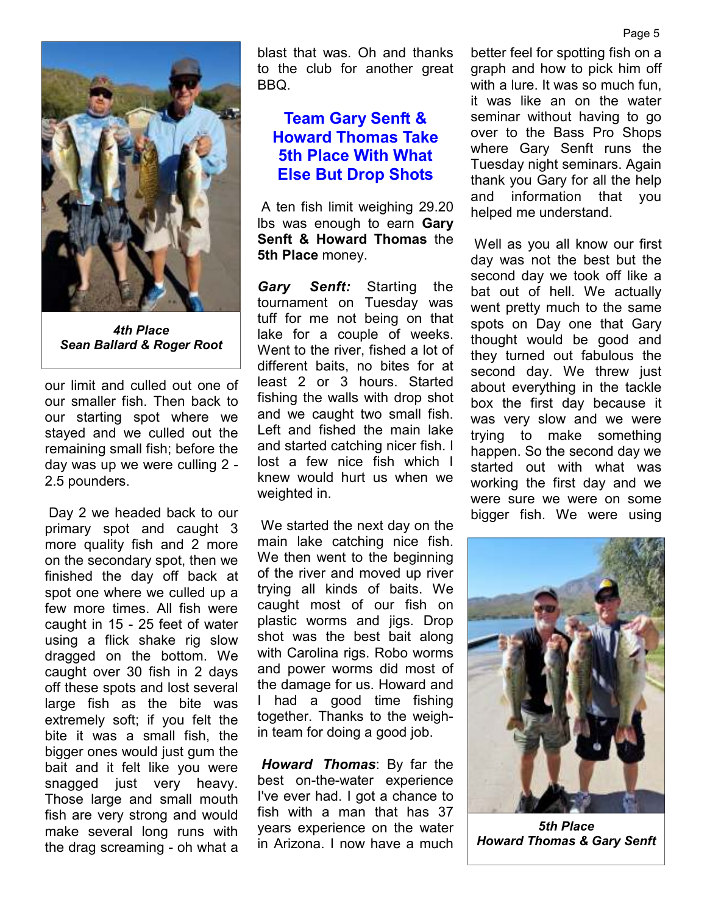*4th Place*
*Sean Ballard & Roger Root*

our limit and culled out one of our smaller fish. Then back to our starting spot where we stayed and we culled out the remaining small fish; before the day was up we were culling 2 - 2.5 pounders.

Day 2 we headed back to our primary spot and caught 3 more quality fish and 2 more on the secondary spot, then we finished the day off back at spot one where we culled up a few more times. All fish were caught in 15 - 25 feet of water using a flick shake rig slow dragged on the bottom. We caught over 30 fish in 2 days off these spots and lost several large fish as the bite was extremely soft; if you felt the bite it was a small fish, the bigger ones would just gum the bait and it felt like you were snagged just very heavy. Those large and small mouth fish are very strong and would make several long runs with the drag screaming - oh what a blast that was. Oh and thanks to the club for another great BBQ.

## Team Gary Senft & Howard Thomas Take 5th Place With What Else But Drop Shots

A ten fish limit weighing 29.20 lbs was enough to earn **Gary Senft & Howard Thomas** the **5th Place** money.

***Gary Senft:*** Starting the tournament on Tuesday was tuff for me not being on that lake for a couple of weeks. Went to the river, fished a lot of different baits, no bites for at least 2 or 3 hours. Started fishing the walls with drop shot and we caught two small fish. Left and fished the main lake and started catching nicer fish. I lost a few nice fish which I knew would hurt us when we weighted in.

We started the next day on the main lake catching nice fish. We then went to the beginning of the river and moved up river trying all kinds of baits. We caught most of our fish on plastic worms and jigs. Drop shot was the best bait along with Carolina rigs. Robo worms and power worms did most of the damage for us. Howard and I had a good time fishing together. Thanks to the weigh-in team for doing a good job.

***Howard Thomas***: By far the best on-the-water experience I've ever had. I got a chance to fish with a man that has 37 years experience on the water in Arizona. I now have a much better feel for spotting fish on a graph and how to pick him off with a lure. It was so much fun, it was like an on the water seminar without having to go over to the Bass Pro Shops where Gary Senft runs the Tuesday night seminars. Again thank you Gary for all the help and information that you helped me understand.

Well as you all know our first day was not the best but the second day we took off like a bat out of hell. We actually went pretty much to the same spots on Day one that Gary thought would be good and they turned out fabulous the second day. We threw just about everything in the tackle box the first day because it was very slow and we were trying to make something happen. So the second day we started out with what was working the first day and we were sure we were on some bigger fish. We were using

*5th Place*
*Howard Thomas & Gary Senft*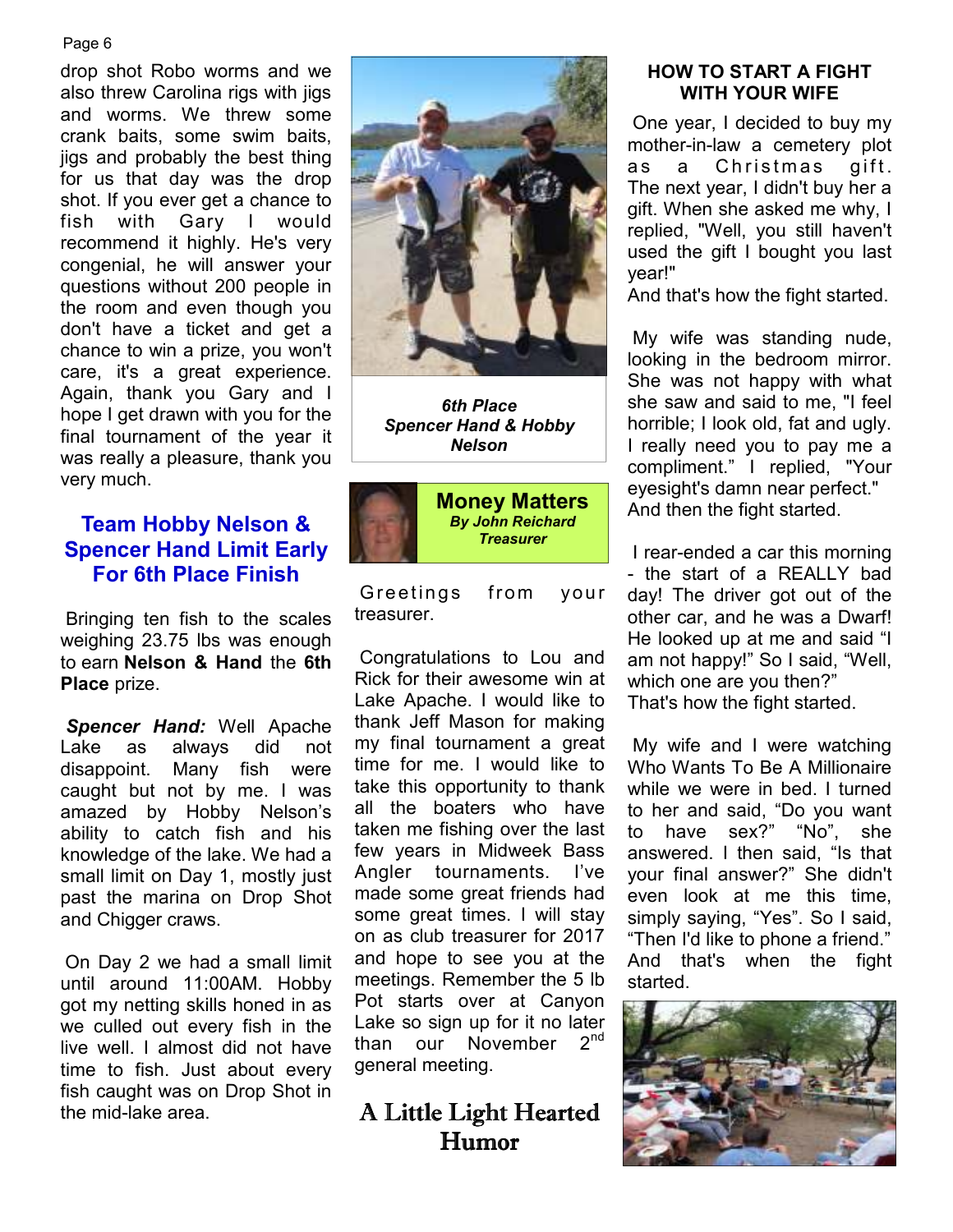drop shot Robo worms and we also threw Carolina rigs with jigs and worms. We threw some crank baits, some swim baits, jigs and probably the best thing for us that day was the drop shot. If you ever get a chance to fish with Gary I would recommend it highly. He's very congenial, he will answer your questions without 200 people in the room and even though you don't have a ticket and get a chance to win a prize, you won't care, it's a great experience. Again, thank you Gary and I hope I get drawn with you for the final tournament of the year it was really a pleasure, thank you very much.

## Team Hobby Nelson & Spencer Hand Limit Early For 6th Place Finish

Bringing ten fish to the scales weighing 23.75 lbs was enough to earn **Nelson & Hand** the **6th Place** prize.

***Spencer Hand:*** Well Apache Lake as always did not disappoint. Many fish were caught but not by me. I was amazed by Hobby Nelson's ability to catch fish and his knowledge of the lake. We had a small limit on Day 1, mostly just past the marina on Drop Shot and Chigger craws.

On Day 2 we had a small limit until around 11:00AM. Hobby got my netting skills honed in as we culled out every fish in the live well. I almost did not have time to fish. Just about every fish caught was on Drop Shot in the mid-lake area.

***6th Place Spencer Hand & Hobby Nelson***

## Money Matters

***By John Reichard Treasurer***

Greetings from your treasurer.

Congratulations to Lou and Rick for their awesome win at Lake Apache. I would like to thank Jeff Mason for making my final tournament a great time for me. I would like to take this opportunity to thank all the boaters who have taken me fishing over the last few years in Midweek Bass Angler tournaments. I've made some great friends had some great times. I will stay on as club treasurer for 2017 and hope to see you at the meetings. Remember the 5 lb Pot starts over at Canyon Lake so sign up for it no later than our November 2nd general meeting.

## A Little Light Hearted Humor

### HOW TO START A FIGHT WITH YOUR WIFE

One year, I decided to buy my mother-in-law a cemetery plot as a Christmas gift. The next year, I didn't buy her a gift. When she asked me why, I replied, "Well, you still haven't used the gift I bought you last year!"
And that's how the fight started.

My wife was standing nude, looking in the bedroom mirror. She was not happy with what she saw and said to me, "I feel horrible; I look old, fat and ugly. I really need you to pay me a compliment." I replied, "Your eyesight's damn near perfect."
And then the fight started.

I rear-ended a car this morning - the start of a REALLY bad day! The driver got out of the other car, and he was a Dwarf! He looked up at me and said "I am not happy!" So I said, "Well, which one are you then?"
That's how the fight started.

My wife and I were watching Who Wants To Be A Millionaire while we were in bed. I turned to her and said, "Do you want to have sex?" "No", she answered. I then said, "Is that your final answer?" She didn't even look at me this time, simply saying, "Yes". So I said, "Then I'd like to phone a friend." And that's when the fight started.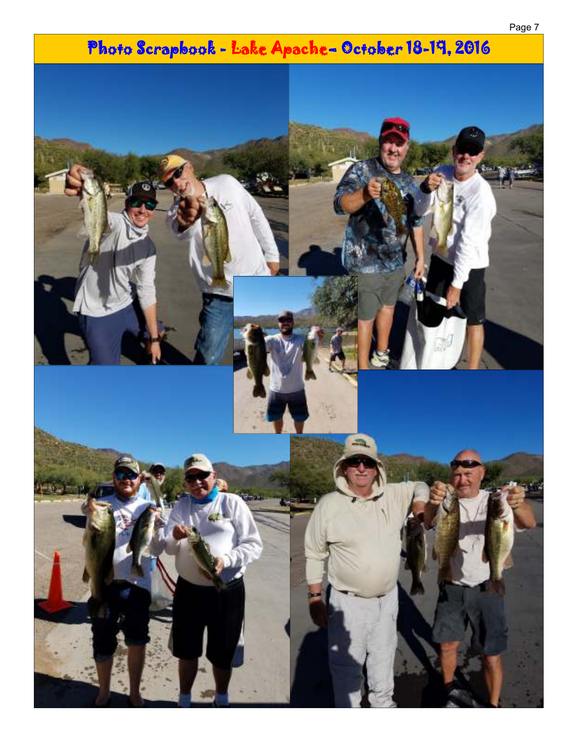# Photo Scrapbook - Lake Apache– October 18-19, 2016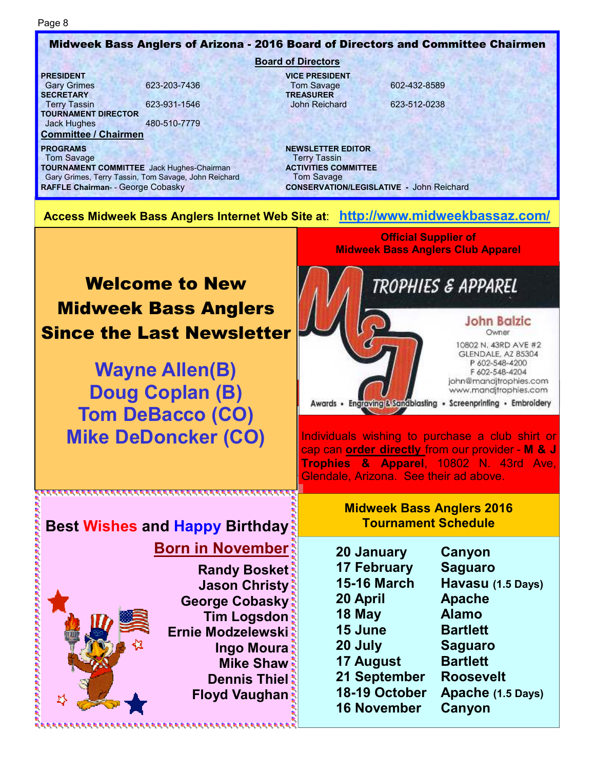## Midweek Bass Anglers of Arizona - 2016 Board of Directors and Committee Chairmen

### Board of Directors

| | | | |
|---|---|---|---|
| **PRESIDENT** | | **VICE PRESIDENT** | |
| Gary Grimes | 623-203-7436 | Tom Savage | 602-432-8589 |
| **SECRETARY** | | **TREASURER** | |
| Terry Tassin | 623-931-1546 | John Reichard | 623-512-0238 |
| **TOURNAMENT DIRECTOR** | | | |
| Jack Hughes | 480-510-7779 | | |

### Committee / Chairmen

**PROGRAMS**
Tom Savage

**TOURNAMENT COMMITTEE** Jack Hughes-Chairman
Gary Grimes, Terry Tassin, Tom Savage, John Reichard

**RAFFLE Chairman**- - George Cobasky

**NEWSLETTER EDITOR**
Terry Tassin

**ACTIVITIES COMMITTEE**
Tom Savage

**CONSERVATION/LEGISLATIVE** - John Reichard

**Access Midweek Bass Anglers Internet Web Site at**: http://www.midweekbassaz.com/

## Welcome to New Midweek Bass Anglers Since the Last Newsletter

**Wayne Allen(B)**
**Doug Coplan (B)**
**Tom DeBacco (CO)**
**Mike DeDoncker (CO)**

**Official Supplier of Midweek Bass Anglers Club Apparel**

M&J TROPHIES & APPAREL
John Balzic
Owner
10802 N. 43RD AVE #2
GLENDALE, AZ 85304
P 602-548-4200
F 602-548-4204
john@mandjtrophies.com
www.mandjtrophies.com
Awards • Engraving & Sandblasting • Screenprinting • Embroidery

Individuals wishing to purchase a club shirt or cap can **order directly** from our provider - **M & J Trophies & Apparel**, 10802 N. 43rd Ave, Glendale, Arizona. See their ad above.

## Best Wishes and Happy Birthday

### Born in November

Randy Bosket
Jason Christy
George Cobasky
Tim Logsdon
Ernie Modzelewski
Ingo Moura
Mike Shaw
Dennis Thiel
Floyd Vaughan

## Midweek Bass Anglers 2016 Tournament Schedule

| | |
|---|---|
| 20 January | Canyon |
| 17 February | Saguaro |
| 15-16 March | Havasu (1.5 Days) |
| 20 April | Apache |
| 18 May | Alamo |
| 15 June | Bartlett |
| 20 July | Saguaro |
| 17 August | Bartlett |
| 21 September | Roosevelt |
| 18-19 October | Apache (1.5 Days) |
| 16 November | Canyon |